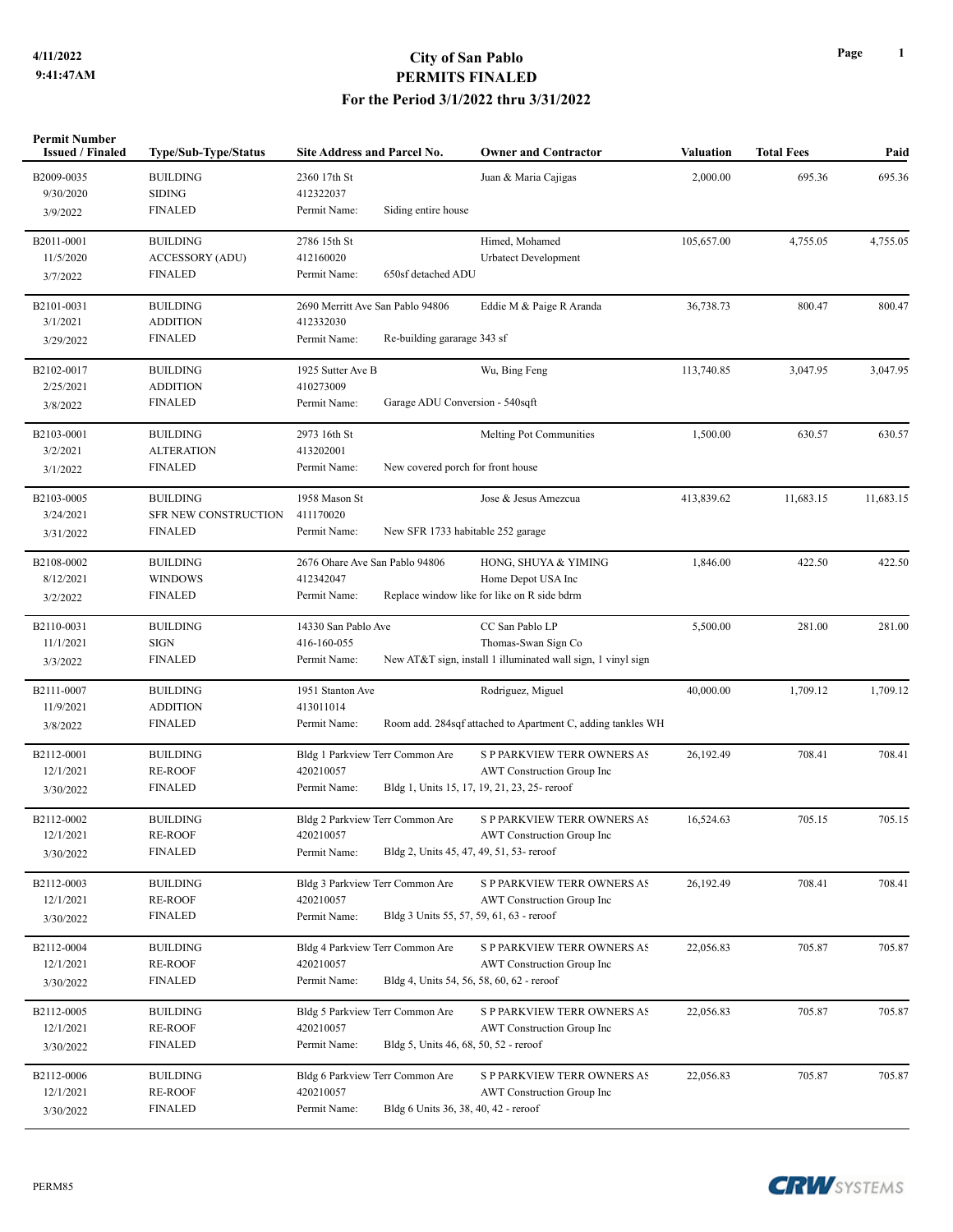**4/11/2022**
**9:41:47AM**

# City of San Pablo
## PERMITS FINALED
### For the Period 3/1/2022 thru 3/31/2022

| Permit Number Issued / Finaled | Type/Sub-Type/Status | Site Address and Parcel No. | Owner and Contractor | Valuation | Total Fees | Paid |
|---|---|---|---|---|---|---|
| B2009-0035<br>9/30/2020<br>3/9/2022 | BUILDING<br>SIDING<br>FINALED | 2360 17th St<br>412322037<br>Permit Name: Siding entire house | Juan & Maria Cajigas | 2,000.00 | 695.36 | 695.36 |
| B2011-0001<br>11/5/2020<br>3/7/2022 | BUILDING<br>ACCESSORY (ADU)<br>FINALED | 2786 15th St<br>412160020<br>Permit Name: 650sf detached ADU | Himed, Mohamed<br>Urbatect Development | 105,657.00 | 4,755.05 | 4,755.05 |
| B2101-0031<br>3/1/2021<br>3/29/2022 | BUILDING<br>ADDITION<br>FINALED | 2690 Merritt Ave San Pablo 94806<br>412332030<br>Permit Name: Re-building gararage 343 sf | Eddie M & Paige R Aranda | 36,738.73 | 800.47 | 800.47 |
| B2102-0017<br>2/25/2021<br>3/8/2022 | BUILDING<br>ADDITION<br>FINALED | 1925 Sutter Ave B<br>410273009<br>Permit Name: Garage ADU Conversion - 540sqft | Wu, Bing Feng | 113,740.85 | 3,047.95 | 3,047.95 |
| B2103-0001<br>3/2/2021<br>3/1/2022 | BUILDING<br>ALTERATION<br>FINALED | 2973 16th St<br>413202001<br>Permit Name: New covered porch for front house | Melting Pot Communities | 1,500.00 | 630.57 | 630.57 |
| B2103-0005<br>3/24/2021<br>3/31/2022 | BUILDING<br>SFR NEW CONSTRUCTION<br>FINALED | 1958 Mason St<br>411170020<br>Permit Name: New SFR 1733 habitable 252 garage | Jose & Jesus Amezcua | 413,839.62 | 11,683.15 | 11,683.15 |
| B2108-0002<br>8/12/2021<br>3/2/2022 | BUILDING<br>WINDOWS<br>FINALED | 2676 Ohare Ave San Pablo 94806<br>412342047<br>Permit Name: Replace window like for like on R side bdrm | HONG, SHUYA & YIMING<br>Home Depot USA Inc | 1,846.00 | 422.50 | 422.50 |
| B2110-0031<br>11/1/2021<br>3/3/2022 | BUILDING<br>SIGN<br>FINALED | 14330 San Pablo Ave<br>416-160-055<br>Permit Name: New AT&T sign, install 1 illuminated wall sign, 1 vinyl sign | CC San Pablo LP<br>Thomas-Swan Sign Co | 5,500.00 | 281.00 | 281.00 |
| B2111-0007<br>11/9/2021<br>3/8/2022 | BUILDING<br>ADDITION<br>FINALED | 1951 Stanton Ave<br>413011014<br>Permit Name: Room add. 284sqf attached to Apartment C, adding tankles WH | Rodriguez, Miguel | 40,000.00 | 1,709.12 | 1,709.12 |
| B2112-0001<br>12/1/2021<br>3/30/2022 | BUILDING<br>RE-ROOF<br>FINALED | Bldg 1 Parkview Terr Common Are<br>420210057<br>Permit Name: Bldg 1, Units 15, 17, 19, 21, 23, 25- reroof | S P PARKVIEW TERR OWNERS AS<br>AWT Construction Group Inc | 26,192.49 | 708.41 | 708.41 |
| B2112-0002<br>12/1/2021<br>3/30/2022 | BUILDING<br>RE-ROOF<br>FINALED | Bldg 2 Parkview Terr Common Are<br>420210057<br>Permit Name: Bldg 2, Units 45, 47, 49, 51, 53- reroof | S P PARKVIEW TERR OWNERS AS<br>AWT Construction Group Inc | 16,524.63 | 705.15 | 705.15 |
| B2112-0003<br>12/1/2021<br>3/30/2022 | BUILDING<br>RE-ROOF<br>FINALED | Bldg 3 Parkview Terr Common Are<br>420210057<br>Permit Name: Bldg 3 Units 55, 57, 59, 61, 63 - reroof | S P PARKVIEW TERR OWNERS AS<br>AWT Construction Group Inc | 26,192.49 | 708.41 | 708.41 |
| B2112-0004<br>12/1/2021<br>3/30/2022 | BUILDING<br>RE-ROOF<br>FINALED | Bldg 4 Parkview Terr Common Are<br>420210057<br>Permit Name: Bldg 4, Units 54, 56, 58, 60, 62 - reroof | S P PARKVIEW TERR OWNERS AS<br>AWT Construction Group Inc | 22,056.83 | 705.87 | 705.87 |
| B2112-0005<br>12/1/2021<br>3/30/2022 | BUILDING<br>RE-ROOF<br>FINALED | Bldg 5 Parkview Terr Common Are<br>420210057<br>Permit Name: Bldg 5, Units 46, 68, 50, 52 - reroof | S P PARKVIEW TERR OWNERS AS<br>AWT Construction Group Inc | 22,056.83 | 705.87 | 705.87 |
| B2112-0006<br>12/1/2021<br>3/30/2022 | BUILDING<br>RE-ROOF<br>FINALED | Bldg 6 Parkview Terr Common Are<br>420210057<br>Permit Name: Bldg 6 Units 36, 38, 40, 42 - reroof | S P PARKVIEW TERR OWNERS AS<br>AWT Construction Group Inc | 22,056.83 | 705.87 | 705.87 |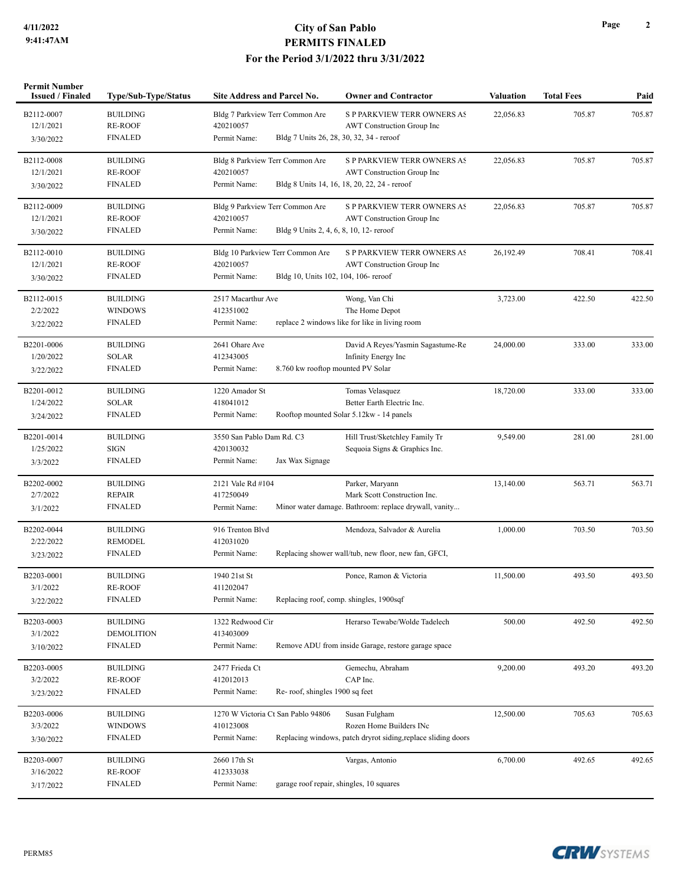# City of San Pablo
## PERMITS FINALED
### For the Period 3/1/2022 thru 3/31/2022

| Permit Number<br>Issued / Finaled | Type/Sub-Type/Status | Site Address and Parcel No. | Owner and Contractor | Valuation | Total Fees | Paid |
|---|---|---|---|---|---|---|
| B2112-0007<br>12/1/2021<br>3/30/2022 | BUILDING<br>RE-ROOF<br>FINALED | Bldg 7 Parkview Terr Common Are<br>420210057<br>Permit Name: Bldg 7 Units 26, 28, 30, 32, 34 - reroof | S P PARKVIEW TERR OWNERS AS<br>AWT Construction Group Inc | 22,056.83 | 705.87 | 705.87 |
| B2112-0008<br>12/1/2021<br>3/30/2022 | BUILDING<br>RE-ROOF<br>FINALED | Bldg 8 Parkview Terr Common Are<br>420210057<br>Permit Name: Bldg 8 Units 14, 16, 18, 20, 22, 24 - reroof | S P PARKVIEW TERR OWNERS AS<br>AWT Construction Group Inc | 22,056.83 | 705.87 | 705.87 |
| B2112-0009<br>12/1/2021<br>3/30/2022 | BUILDING<br>RE-ROOF<br>FINALED | Bldg 9 Parkview Terr Common Are<br>420210057<br>Permit Name: Bldg 9 Units 2, 4, 6, 8, 10, 12- reroof | S P PARKVIEW TERR OWNERS AS<br>AWT Construction Group Inc | 22,056.83 | 705.87 | 705.87 |
| B2112-0010<br>12/1/2021<br>3/30/2022 | BUILDING<br>RE-ROOF<br>FINALED | Bldg 10 Parkview Terr Common Are<br>420210057<br>Permit Name: Bldg 10, Units 102, 104, 106- reroof | S P PARKVIEW TERR OWNERS AS<br>AWT Construction Group Inc | 26,192.49 | 708.41 | 708.41 |
| B2112-0015<br>2/2/2022<br>3/22/2022 | BUILDING<br>WINDOWS<br>FINALED | 2517 Macarthur Ave<br>412351002<br>Permit Name: replace 2 windows like for like in living room | Wong, Van Chi<br>The Home Depot | 3,723.00 | 422.50 | 422.50 |
| B2201-0006<br>1/20/2022<br>3/22/2022 | BUILDING<br>SOLAR<br>FINALED | 2641 Ohare Ave<br>412343005<br>Permit Name: 8.760 kw rooftop mounted PV Solar | David A Reyes/Yasmin Sagastume-Re<br>Infinity Energy Inc | 24,000.00 | 333.00 | 333.00 |
| B2201-0012<br>1/24/2022<br>3/24/2022 | BUILDING<br>SOLAR<br>FINALED | 1220 Amador St<br>418041012<br>Permit Name: Rooftop mounted Solar 5.12kw - 14 panels | Tomas Velasquez<br>Better Earth Electric Inc. | 18,720.00 | 333.00 | 333.00 |
| B2201-0014<br>1/25/2022<br>3/3/2022 | BUILDING<br>SIGN<br>FINALED | 3550 San Pablo Dam Rd. C3<br>420130032<br>Permit Name: Jax Wax Signage | Hill Trust/Sketchley Family Tr<br>Sequoia Signs & Graphics Inc. | 9,549.00 | 281.00 | 281.00 |
| B2202-0002<br>2/7/2022<br>3/1/2022 | BUILDING<br>REPAIR<br>FINALED | 2121 Vale Rd #104<br>417250049<br>Permit Name: Minor water damage. Bathroom: replace drywall, vanity... | Parker, Maryann<br>Mark Scott Construction Inc. | 13,140.00 | 563.71 | 563.71 |
| B2202-0044<br>2/22/2022<br>3/23/2022 | BUILDING<br>REMODEL<br>FINALED | 916 Trenton Blvd<br>412031020<br>Permit Name: Replacing shower wall/tub, new floor, new fan, GFCI, | Mendoza, Salvador & Aurelia | 1,000.00 | 703.50 | 703.50 |
| B2203-0001<br>3/1/2022<br>3/22/2022 | BUILDING<br>RE-ROOF<br>FINALED | 1940 21st St<br>411202047<br>Permit Name: Replacing roof, comp. shingles, 1900sqf | Ponce, Ramon & Victoria | 11,500.00 | 493.50 | 493.50 |
| B2203-0003<br>3/1/2022<br>3/10/2022 | BUILDING<br>DEMOLITION<br>FINALED | 1322 Redwood Cir<br>413403009<br>Permit Name: Remove ADU from inside Garage, restore garage space | Herarso Tewabe/Wolde Tadelech | 500.00 | 492.50 | 492.50 |
| B2203-0005<br>3/2/2022<br>3/23/2022 | BUILDING<br>RE-ROOF<br>FINALED | 2477 Frieda Ct<br>412012013<br>Permit Name: Re- roof, shingles 1900 sq feet | Gemechu, Abraham<br>CAP Inc. | 9,200.00 | 493.20 | 493.20 |
| B2203-0006<br>3/3/2022<br>3/30/2022 | BUILDING<br>WINDOWS<br>FINALED | 1270 W Victoria Ct San Pablo 94806<br>410123008<br>Permit Name: Replacing windows, patch dryrot siding,replace sliding doors | Susan Fulgham<br>Rozen Home Builders INc | 12,500.00 | 705.63 | 705.63 |
| B2203-0007<br>3/16/2022<br>3/17/2022 | BUILDING<br>RE-ROOF<br>FINALED | 2660 17th St<br>412333038<br>Permit Name: garage roof repair, shingles, 10 squares | Vargas, Antonio | 6,700.00 | 492.65 | 492.65 |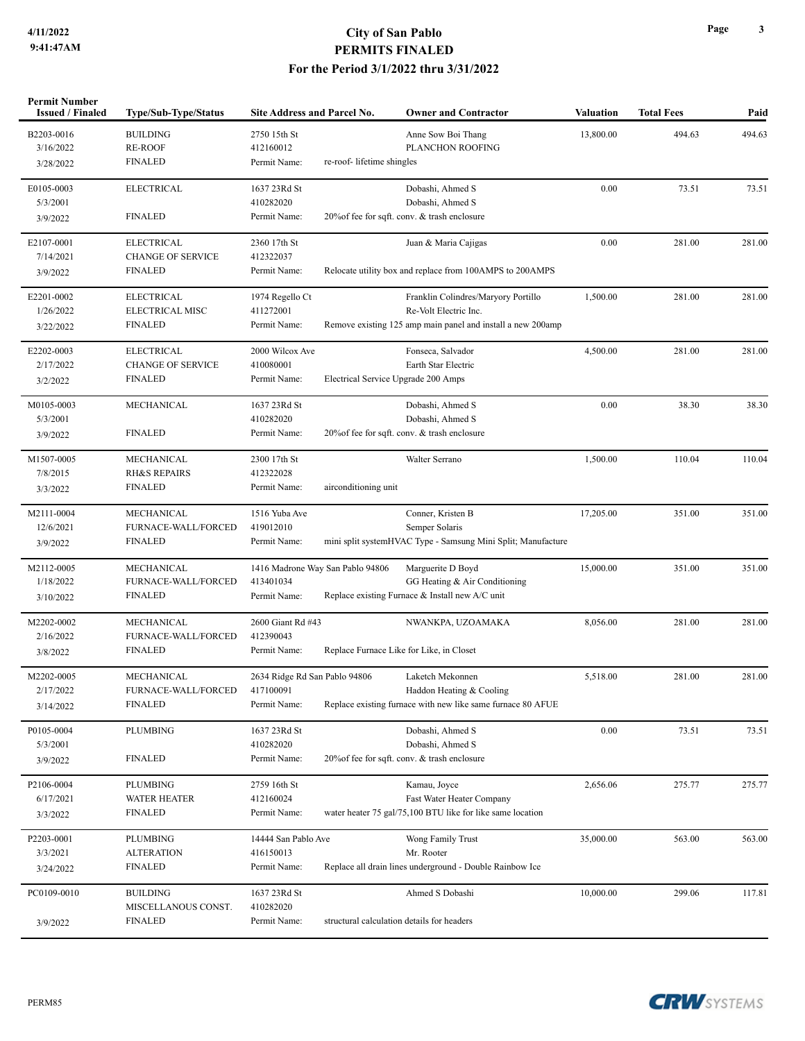# City of San Pablo
## PERMITS FINALED
### For the Period 3/1/2022 thru 3/31/2022

4/11/2022
9:41:47AM

| Permit Number Issued / Finaled | Type/Sub-Type/Status | Site Address and Parcel No. | Owner and Contractor | Valuation | Total Fees | Paid |
|---|---|---|---|---|---|---|
| B2203-0016<br>3/16/2022<br>3/28/2022 | BUILDING<br>RE-ROOF<br>FINALED | 2750 15th St<br>412160012<br>Permit Name: re-roof- lifetime shingles | Anne Sow Boi Thang<br>PLANCHON ROOFING | 13,800.00 | 494.63 | 494.63 |
| E0105-0003<br>5/3/2001<br>3/9/2022 | ELECTRICAL<br><br>FINALED | 1637 23Rd St<br>410282020<br>Permit Name: 20%of fee for sqft. conv. & trash enclosure | Dobashi, Ahmed S<br>Dobashi, Ahmed S | 0.00 | 73.51 | 73.51 |
| E2107-0001<br>7/14/2021<br>3/9/2022 | ELECTRICAL<br>CHANGE OF SERVICE<br>FINALED | 2360 17th St<br>412322037<br>Permit Name: Relocate utility box and replace from 100AMPS to 200AMPS | Juan & Maria Cajigas | 0.00 | 281.00 | 281.00 |
| E2201-0002<br>1/26/2022<br>3/22/2022 | ELECTRICAL<br>ELECTRICAL MISC<br>FINALED | 1974 Regello Ct<br>411272001<br>Permit Name: Remove existing 125 amp main panel and install a new 200amp | Franklin Colindres/Maryory Portillo<br>Re-Volt Electric Inc. | 1,500.00 | 281.00 | 281.00 |
| E2202-0003<br>2/17/2022<br>3/2/2022 | ELECTRICAL<br>CHANGE OF SERVICE<br>FINALED | 2000 Wilcox Ave<br>410080001<br>Permit Name: Electrical Service Upgrade 200 Amps | Fonseca, Salvador<br>Earth Star Electric | 4,500.00 | 281.00 | 281.00 |
| M0105-0003<br>5/3/2001<br>3/9/2022 | MECHANICAL<br><br>FINALED | 1637 23Rd St<br>410282020<br>Permit Name: 20%of fee for sqft. conv. & trash enclosure | Dobashi, Ahmed S<br>Dobashi, Ahmed S | 0.00 | 38.30 | 38.30 |
| M1507-0005<br>7/8/2015<br>3/3/2022 | MECHANICAL<br>RH&S REPAIRS<br>FINALED | 2300 17th St<br>412322028<br>Permit Name: airconditioning unit | Walter Serrano | 1,500.00 | 110.04 | 110.04 |
| M2111-0004<br>12/6/2021<br>3/9/2022 | MECHANICAL<br>FURNACE-WALL/FORCED<br>FINALED | 1516 Yuba Ave<br>419012010<br>Permit Name: mini split systemHVAC Type - Samsung Mini Split; Manufacture | Conner, Kristen B<br>Semper Solaris | 17,205.00 | 351.00 | 351.00 |
| M2112-0005<br>1/18/2022<br>3/10/2022 | MECHANICAL<br>FURNACE-WALL/FORCED<br>FINALED | 1416 Madrone Way San Pablo 94806<br>413401034<br>Permit Name: Replace existing Furnace & Install new A/C unit | Marguerite D Boyd<br>GG Heating & Air Conditioning | 15,000.00 | 351.00 | 351.00 |
| M2202-0002<br>2/16/2022<br>3/8/2022 | MECHANICAL<br>FURNACE-WALL/FORCED<br>FINALED | 2600 Giant Rd #43<br>412390043<br>Permit Name: Replace Furnace Like for Like, in Closet | NWANKPA, UZOAMAKA | 8,056.00 | 281.00 | 281.00 |
| M2202-0005<br>2/17/2022<br>3/14/2022 | MECHANICAL<br>FURNACE-WALL/FORCED<br>FINALED | 2634 Ridge Rd San Pablo 94806<br>417100091<br>Permit Name: Replace existing furnace with new like same furnace 80 AFUE | Laketch Mekonnen<br>Haddon Heating & Cooling | 5,518.00 | 281.00 | 281.00 |
| P0105-0004<br>5/3/2001<br>3/9/2022 | PLUMBING<br><br>FINALED | 1637 23Rd St<br>410282020<br>Permit Name: 20%of fee for sqft. conv. & trash enclosure | Dobashi, Ahmed S<br>Dobashi, Ahmed S | 0.00 | 73.51 | 73.51 |
| P2106-0004<br>6/17/2021<br>3/3/2022 | PLUMBING<br>WATER HEATER<br>FINALED | 2759 16th St<br>412160024<br>Permit Name: water heater 75 gal/75,100 BTU like for like same location | Kamau, Joyce<br>Fast Water Heater Company | 2,656.06 | 275.77 | 275.77 |
| P2203-0001<br>3/3/2021<br>3/24/2022 | PLUMBING<br>ALTERATION<br>FINALED | 14444 San Pablo Ave<br>416150013<br>Permit Name: Replace all drain lines underground - Double Rainbow Ice | Wong Family Trust<br>Mr. Rooter | 35,000.00 | 563.00 | 563.00 |
| PC0109-0010<br><br>3/9/2022 | BUILDING<br>MISCELLANOUS CONST.<br>FINALED | 1637 23Rd St<br>410282020<br>Permit Name: structural calculation details for headers | Ahmed S Dobashi | 10,000.00 | 299.06 | 117.81 |

PERM85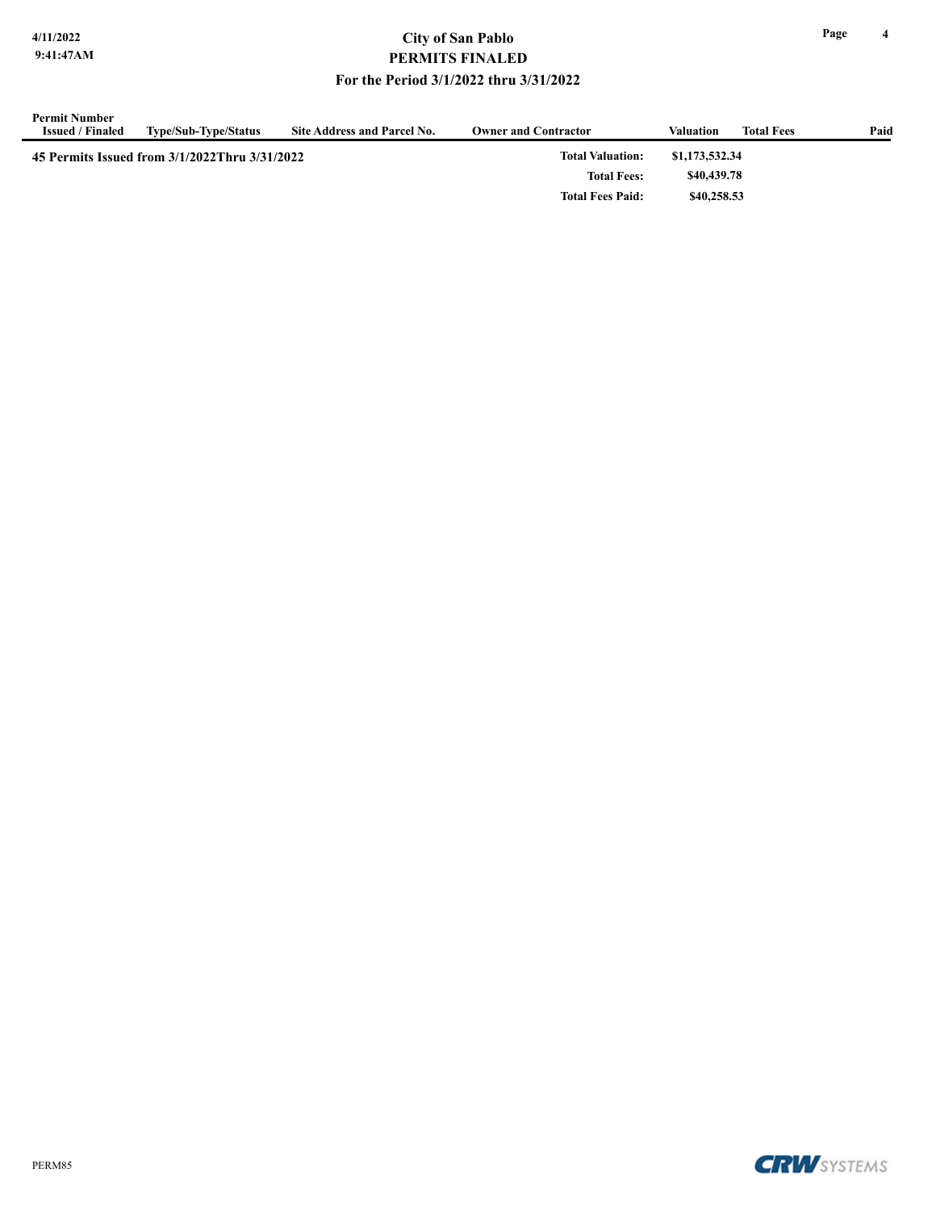| Permit Number Issued / Finaled | Type/Sub-Type/Status | Site Address and Parcel No. | Owner and Contractor | Valuation | Total Fees | Paid |
|---|---|---|---|---|---|---|

**45 Permits Issued from 3/1/2022Thru 3/31/2022**

| | |
|---|---|
| **Total Valuation:** | **$1,173,532.34** |
| **Total Fees:** | **$40,439.78** |
| **Total Fees Paid:** | **$40,258.53** |

PERM85